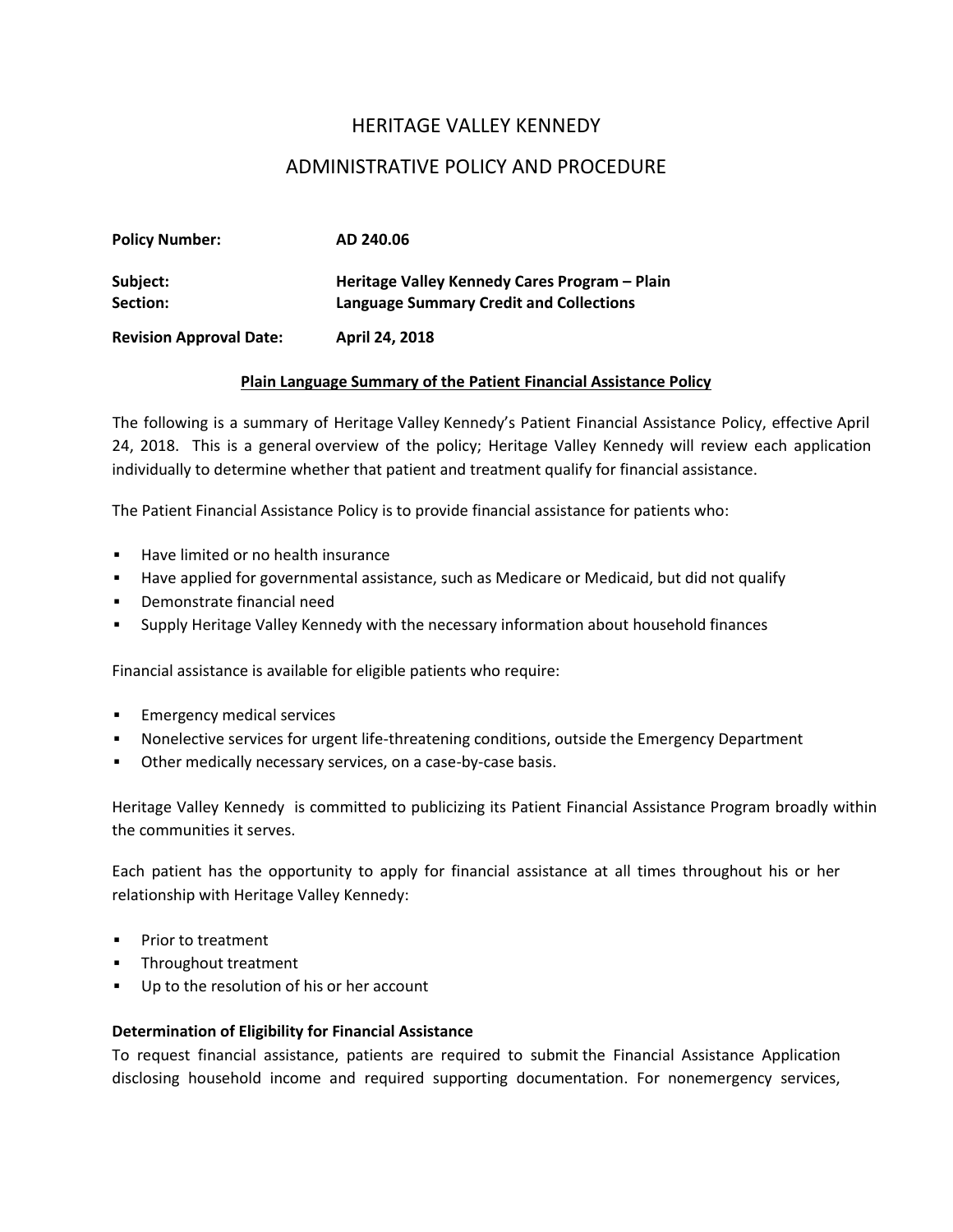# HERITAGE VALLEY KENNEDY

## ADMINISTRATIVE POLICY AND PROCEDURE

| | |
|---|---|
| **Policy Number:** | **AD 240.06** |
| **Subject:** **Section:** | **Heritage Valley Kennedy Cares Program – Plain Language Summary Credit and Collections** |
| **Revision Approval Date:** | **April 24, 2018** |

**Plain Language Summary of the Patient Financial Assistance Policy**

The following is a summary of Heritage Valley Kennedy's Patient Financial Assistance Policy, effective April 24, 2018. This is a general overview of the policy; Heritage Valley Kennedy will review each application individually to determine whether that patient and treatment qualify for financial assistance.

The Patient Financial Assistance Policy is to provide financial assistance for patients who:

- Have limited or no health insurance
- Have applied for governmental assistance, such as Medicare or Medicaid, but did not qualify
- Demonstrate financial need
- Supply Heritage Valley Kennedy with the necessary information about household finances

Financial assistance is available for eligible patients who require:

- Emergency medical services
- Nonelective services for urgent life-threatening conditions, outside the Emergency Department
- Other medically necessary services, on a case-by-case basis.

Heritage Valley Kennedy is committed to publicizing its Patient Financial Assistance Program broadly within the communities it serves.

Each patient has the opportunity to apply for financial assistance at all times throughout his or her relationship with Heritage Valley Kennedy:

- Prior to treatment
- Throughout treatment
- Up to the resolution of his or her account

**Determination of Eligibility for Financial Assistance**

To request financial assistance, patients are required to submit the Financial Assistance Application disclosing household income and required supporting documentation. For nonemergency services,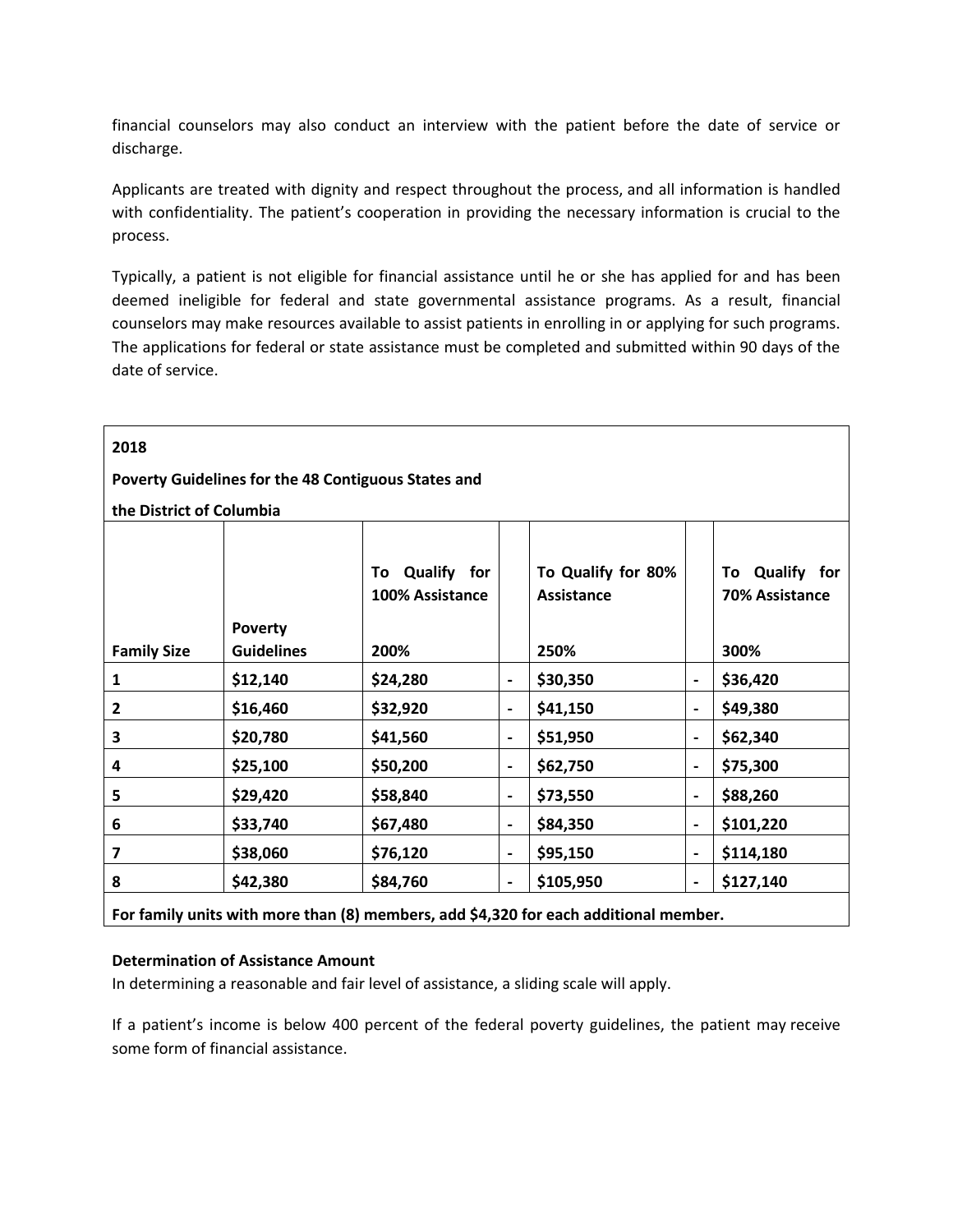financial counselors may also conduct an interview with the patient before the date of service or discharge.

Applicants are treated with dignity and respect throughout the process, and all information is handled with confidentiality. The patient's cooperation in providing the necessary information is crucial to the process.

Typically, a patient is not eligible for financial assistance until he or she has applied for and has been deemed ineligible for federal and state governmental assistance programs. As a result, financial counselors may make resources available to assist patients in enrolling in or applying for such programs. The applications for federal or state assistance must be completed and submitted within 90 days of the date of service.

| **2018<br>Poverty Guidelines for the 48 Contiguous States and<br>the District of Columbia** | | | | | | |
|---|---|---|---|---|---|---|
| | | **To Qualify for 100% Assistance** | | **To Qualify for 80% Assistance** | | **To Qualify for 70% Assistance** |
| **Family Size** | **Poverty Guidelines** | **200%** | | **250%** | | **300%** |
| **1** | **$12,140** | **$24,280** | **-** | **$30,350** | **-** | **$36,420** |
| **2** | **$16,460** | **$32,920** | **-** | **$41,150** | **-** | **$49,380** |
| **3** | **$20,780** | **$41,560** | **-** | **$51,950** | **-** | **$62,340** |
| **4** | **$25,100** | **$50,200** | **-** | **$62,750** | **-** | **$75,300** |
| **5** | **$29,420** | **$58,840** | **-** | **$73,550** | **-** | **$88,260** |
| **6** | **$33,740** | **$67,480** | **-** | **$84,350** | **-** | **$101,220** |
| **7** | **$38,060** | **$76,120** | **-** | **$95,150** | **-** | **$114,180** |
| **8** | **$42,380** | **$84,760** | **-** | **$105,950** | **-** | **$127,140** |
| **For family units with more than (8) members, add $4,320 for each additional member.** | | | | | | |

**Determination of Assistance Amount**

In determining a reasonable and fair level of assistance, a sliding scale will apply.

If a patient's income is below 400 percent of the federal poverty guidelines, the patient may receive some form of financial assistance.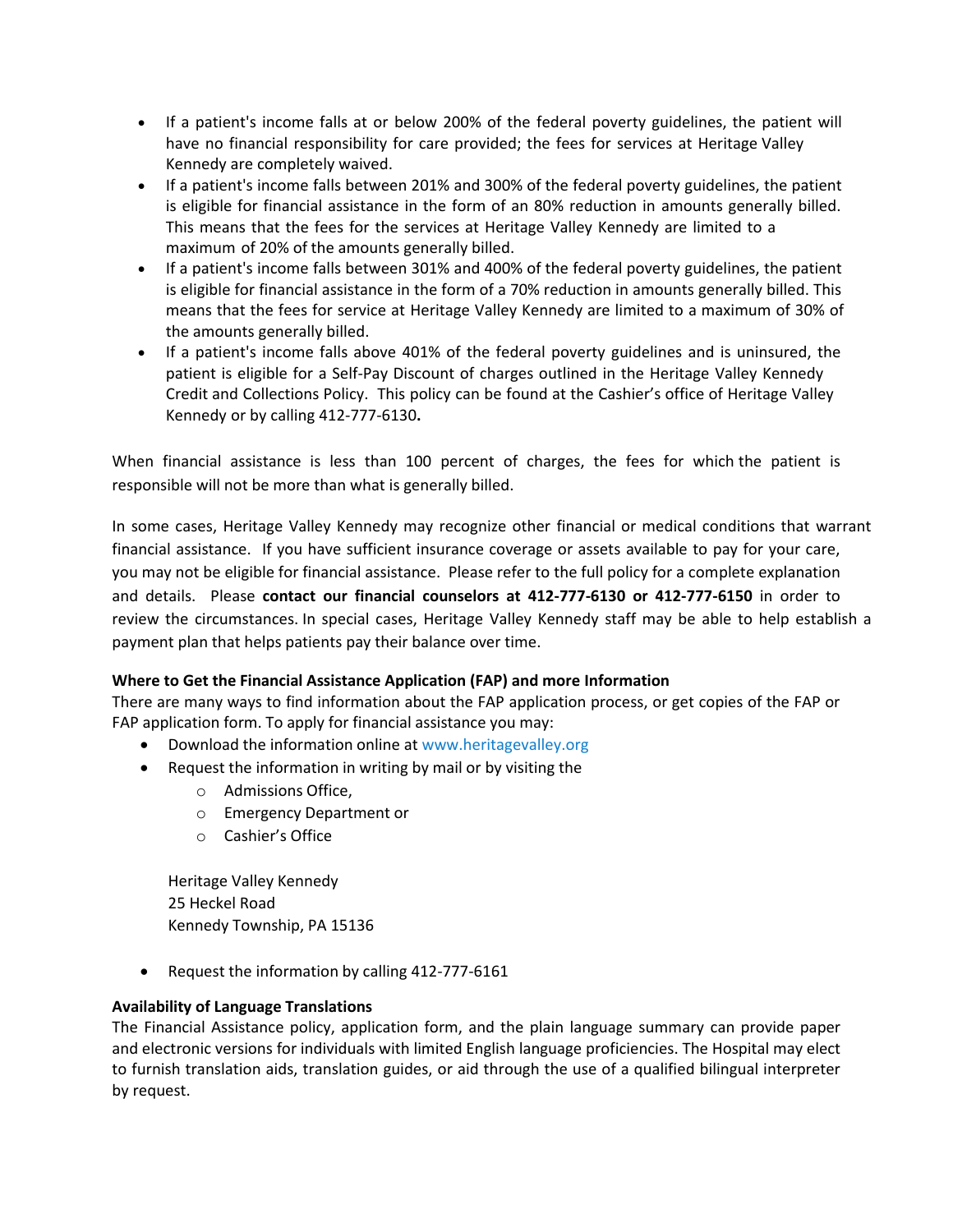- If a patient's income falls at or below 200% of the federal poverty guidelines, the patient will have no financial responsibility for care provided; the fees for services at Heritage Valley Kennedy are completely waived.
- If a patient's income falls between 201% and 300% of the federal poverty guidelines, the patient is eligible for financial assistance in the form of an 80% reduction in amounts generally billed. This means that the fees for the services at Heritage Valley Kennedy are limited to a maximum of 20% of the amounts generally billed.
- If a patient's income falls between 301% and 400% of the federal poverty guidelines, the patient is eligible for financial assistance in the form of a 70% reduction in amounts generally billed. This means that the fees for service at Heritage Valley Kennedy are limited to a maximum of 30% of the amounts generally billed.
- If a patient's income falls above 401% of the federal poverty guidelines and is uninsured, the patient is eligible for a Self-Pay Discount of charges outlined in the Heritage Valley Kennedy Credit and Collections Policy. This policy can be found at the Cashier's office of Heritage Valley Kennedy or by calling 412-777-6130**.**

When financial assistance is less than 100 percent of charges, the fees for which the patient is responsible will not be more than what is generally billed.

In some cases, Heritage Valley Kennedy may recognize other financial or medical conditions that warrant financial assistance. If you have sufficient insurance coverage or assets available to pay for your care, you may not be eligible for financial assistance. Please refer to the full policy for a complete explanation and details. Please **contact our financial counselors at 412-777-6130 or 412-777-6150** in order to review the circumstances. In special cases, Heritage Valley Kennedy staff may be able to help establish a payment plan that helps patients pay their balance over time.

**Where to Get the Financial Assistance Application (FAP) and more Information**

There are many ways to find information about the FAP application process, or get copies of the FAP or FAP application form. To apply for financial assistance you may:

- Download the information online at www.heritagevalley.org
- Request the information in writing by mail or by visiting the
  - Admissions Office,
  - Emergency Department or
  - Cashier's Office

  Heritage Valley Kennedy
  25 Heckel Road
  Kennedy Township, PA 15136

- Request the information by calling 412-777-6161

**Availability of Language Translations**

The Financial Assistance policy, application form, and the plain language summary can provide paper and electronic versions for individuals with limited English language proficiencies. The Hospital may elect to furnish translation aids, translation guides, or aid through the use of a qualified bilingual interpreter by request.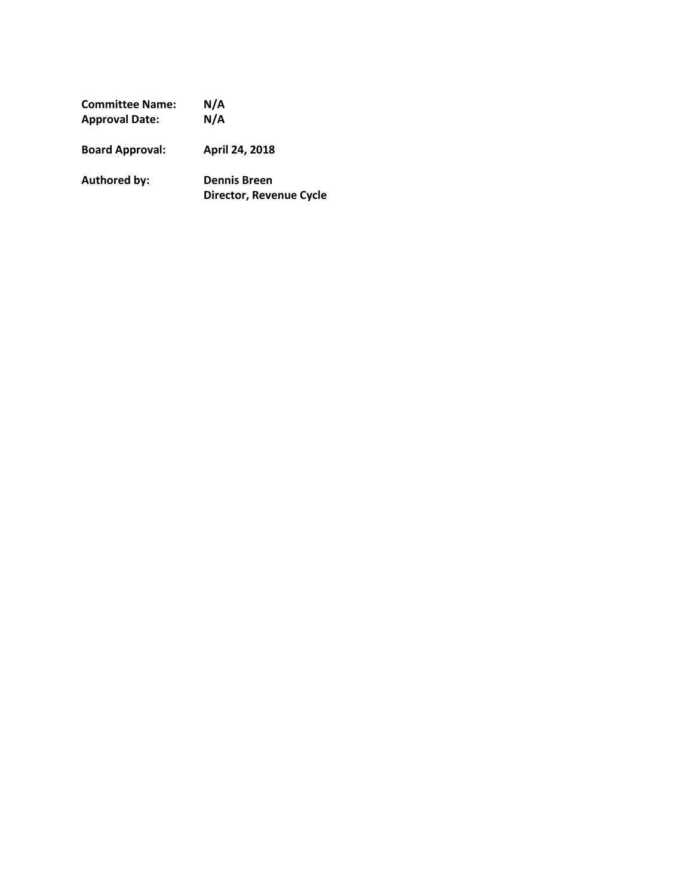| | |
|---|---|
| **Committee Name:** | **N/A** |
| **Approval Date:** | **N/A** |
| | |
| **Board Approval:** | **April 24, 2018** |
| | |
| **Authored by:** | **Dennis Breen** |
| | **Director, Revenue Cycle** |